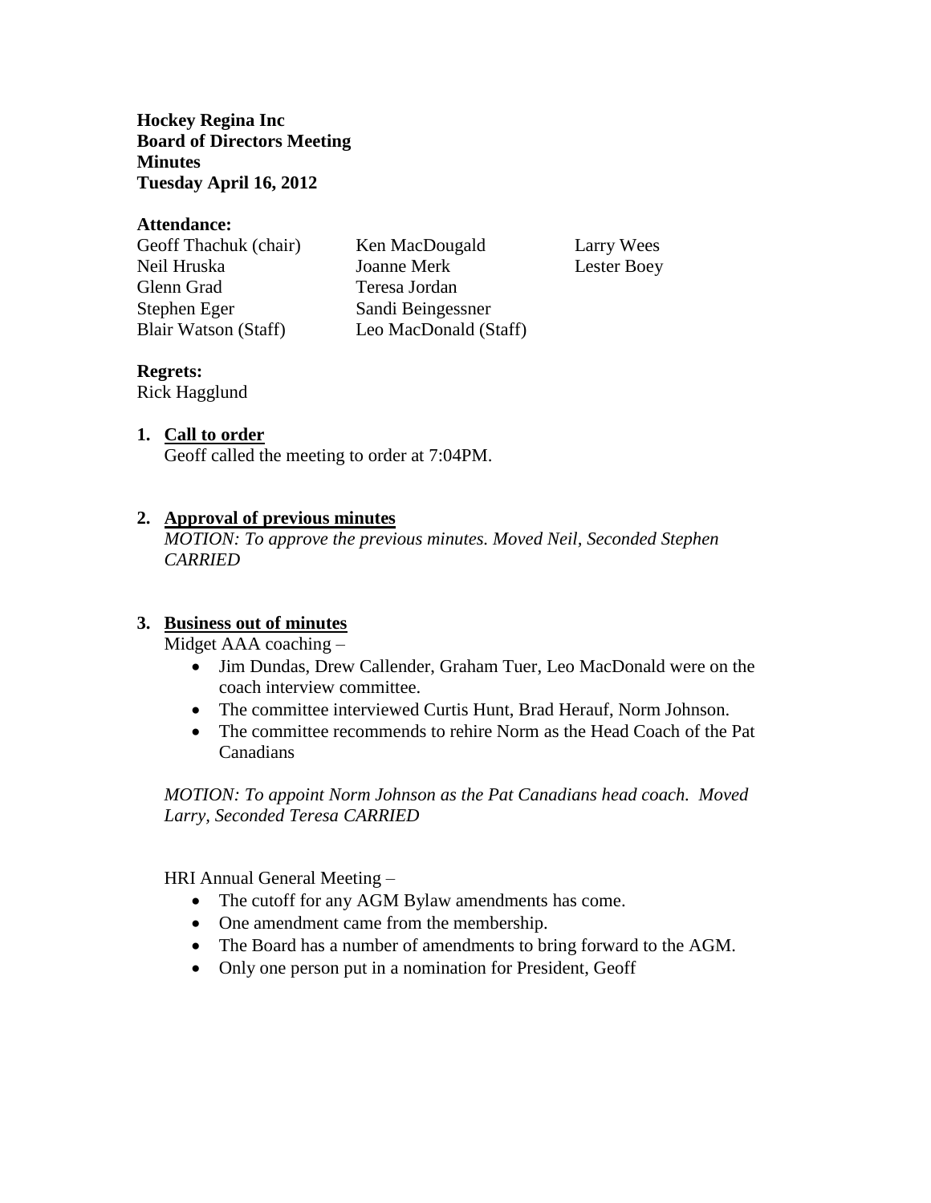**Hockey Regina Inc**
**Board of Directors Meeting**
**Minutes**
**Tuesday April 16, 2012**

**Attendance:**

| | | |
|---|---|---|
| Geoff Thachuk (chair) | Ken MacDougald | Larry Wees |
| Neil Hruska | Joanne Merk | Lester Boey |
| Glenn Grad | Teresa Jordan | |
| Stephen Eger | Sandi Beingessner | |
| Blair Watson (Staff) | Leo MacDonald (Staff) | |

**Regrets:**
Rick Hagglund

1. **Call to order**
   Geoff called the meeting to order at 7:04PM.

2. **Approval of previous minutes**
   *MOTION: To approve the previous minutes. Moved Neil, Seconded Stephen CARRIED*

3. **Business out of minutes**
   Midget AAA coaching –
   - Jim Dundas, Drew Callender, Graham Tuer, Leo MacDonald were on the coach interview committee.
   - The committee interviewed Curtis Hunt, Brad Herauf, Norm Johnson.
   - The committee recommends to rehire Norm as the Head Coach of the Pat Canadians

   *MOTION: To appoint Norm Johnson as the Pat Canadians head coach. Moved Larry, Seconded Teresa CARRIED*

   HRI Annual General Meeting –
   - The cutoff for any AGM Bylaw amendments has come.
   - One amendment came from the membership.
   - The Board has a number of amendments to bring forward to the AGM.
   - Only one person put in a nomination for President, Geoff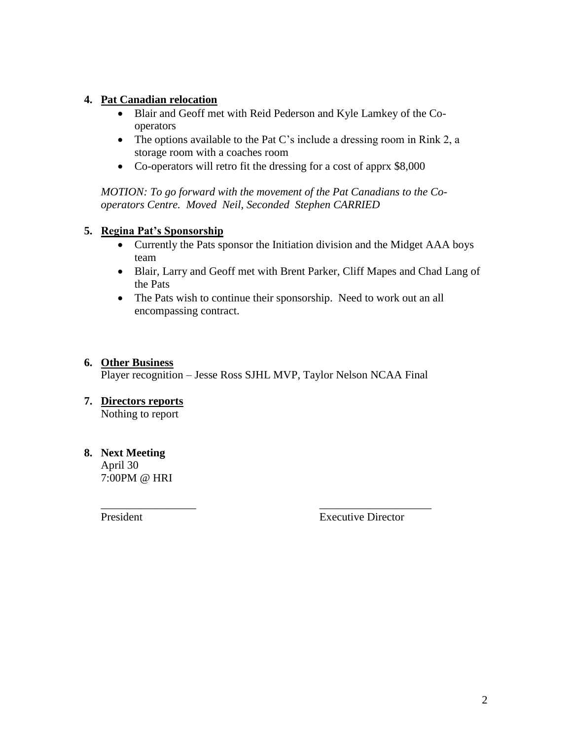4. **<u>Pat Canadian relocation</u>**
   - Blair and Geoff met with Reid Pederson and Kyle Lamkey of the Co-operators
   - The options available to the Pat C's include a dressing room in Rink 2, a storage room with a coaches room
   - Co-operators will retro fit the dressing for a cost of apprx $8,000

   *MOTION: To go forward with the movement of the Pat Canadians to the Co-operators Centre. Moved Neil, Seconded Stephen CARRIED*

5. **<u>Regina Pat's Sponsorship</u>**
   - Currently the Pats sponsor the Initiation division and the Midget AAA boys team
   - Blair, Larry and Geoff met with Brent Parker, Cliff Mapes and Chad Lang of the Pats
   - The Pats wish to continue their sponsorship. Need to work out an all encompassing contract.

6. **<u>Other Business</u>**
   Player recognition – Jesse Ross SJHL MVP, Taylor Nelson NCAA Final

7. **<u>Directors reports</u>**
   Nothing to report

8. **Next Meeting**
   April 30
   7:00PM @ HRI

_________________ ____________________

President Executive Director